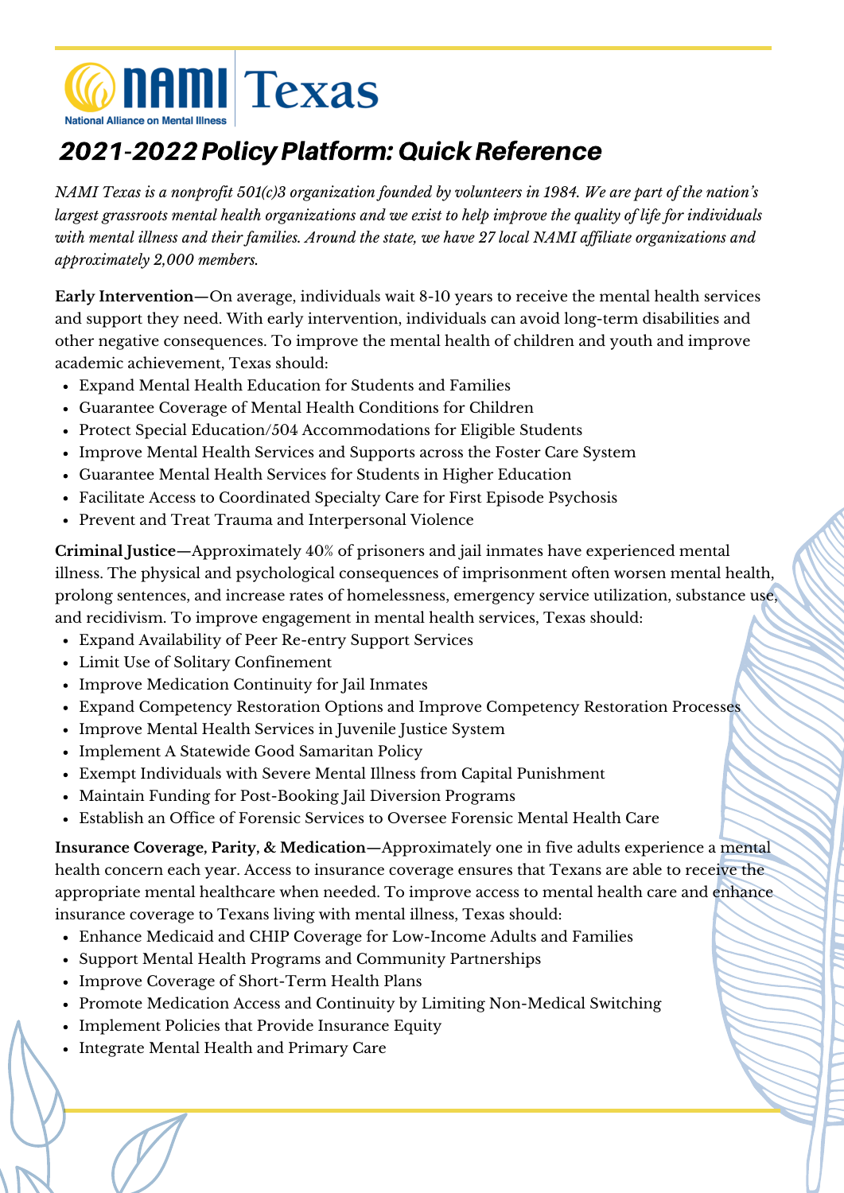# NAMI Texas

National Alliance on Mental Illness

## 2021-2022 Policy Platform: Quick Reference

*NAMI Texas is a nonprofit 501(c)3 organization founded by volunteers in 1984. We are part of the nation's largest grassroots mental health organizations and we exist to help improve the quality of life for individuals with mental illness and their families. Around the state, we have 27 local NAMI affiliate organizations and approximately 2,000 members.*

**Early Intervention**—On average, individuals wait 8-10 years to receive the mental health services and support they need. With early intervention, individuals can avoid long-term disabilities and other negative consequences. To improve the mental health of children and youth and improve academic achievement, Texas should:

- Expand Mental Health Education for Students and Families
- Guarantee Coverage of Mental Health Conditions for Children
- Protect Special Education/504 Accommodations for Eligible Students
- Improve Mental Health Services and Supports across the Foster Care System
- Guarantee Mental Health Services for Students in Higher Education
- Facilitate Access to Coordinated Specialty Care for First Episode Psychosis
- Prevent and Treat Trauma and Interpersonal Violence

**Criminal Justice**—Approximately 40% of prisoners and jail inmates have experienced mental illness. The physical and psychological consequences of imprisonment often worsen mental health, prolong sentences, and increase rates of homelessness, emergency service utilization, substance use, and recidivism. To improve engagement in mental health services, Texas should:

- Expand Availability of Peer Re-entry Support Services
- Limit Use of Solitary Confinement
- Improve Medication Continuity for Jail Inmates
- Expand Competency Restoration Options and Improve Competency Restoration Processes
- Improve Mental Health Services in Juvenile Justice System
- Implement A Statewide Good Samaritan Policy
- Exempt Individuals with Severe Mental Illness from Capital Punishment
- Maintain Funding for Post-Booking Jail Diversion Programs
- Establish an Office of Forensic Services to Oversee Forensic Mental Health Care

**Insurance Coverage, Parity, & Medication**—Approximately one in five adults experience a mental health concern each year. Access to insurance coverage ensures that Texans are able to receive the appropriate mental healthcare when needed. To improve access to mental health care and enhance insurance coverage to Texans living with mental illness, Texas should:

- Enhance Medicaid and CHIP Coverage for Low-Income Adults and Families
- Support Mental Health Programs and Community Partnerships
- Improve Coverage of Short-Term Health Plans
- Promote Medication Access and Continuity by Limiting Non-Medical Switching
- Implement Policies that Provide Insurance Equity
- Integrate Mental Health and Primary Care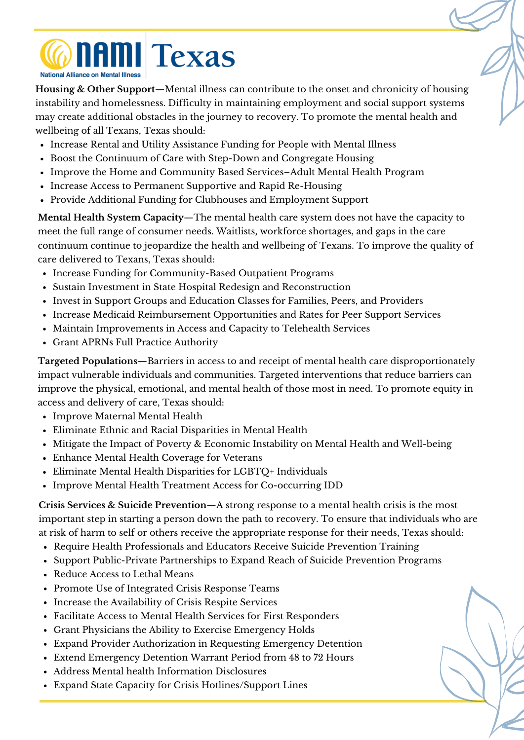NAMI Texas

National Alliance on Mental Illness

**Housing & Other Support**—Mental illness can contribute to the onset and chronicity of housing instability and homelessness. Difficulty in maintaining employment and social support systems may create additional obstacles in the journey to recovery. To promote the mental health and wellbeing of all Texans, Texas should:

- Increase Rental and Utility Assistance Funding for People with Mental Illness
- Boost the Continuum of Care with Step-Down and Congregate Housing
- Improve the Home and Community Based Services–Adult Mental Health Program
- Increase Access to Permanent Supportive and Rapid Re-Housing
- Provide Additional Funding for Clubhouses and Employment Support

**Mental Health System Capacity**—The mental health care system does not have the capacity to meet the full range of consumer needs. Waitlists, workforce shortages, and gaps in the care continuum continue to jeopardize the health and wellbeing of Texans. To improve the quality of care delivered to Texans, Texas should:

- Increase Funding for Community-Based Outpatient Programs
- Sustain Investment in State Hospital Redesign and Reconstruction
- Invest in Support Groups and Education Classes for Families, Peers, and Providers
- Increase Medicaid Reimbursement Opportunities and Rates for Peer Support Services
- Maintain Improvements in Access and Capacity to Telehealth Services
- Grant APRNs Full Practice Authority

**Targeted Populations**—Barriers in access to and receipt of mental health care disproportionately impact vulnerable individuals and communities. Targeted interventions that reduce barriers can improve the physical, emotional, and mental health of those most in need. To promote equity in access and delivery of care, Texas should:

- Improve Maternal Mental Health
- Eliminate Ethnic and Racial Disparities in Mental Health
- Mitigate the Impact of Poverty & Economic Instability on Mental Health and Well-being
- Enhance Mental Health Coverage for Veterans
- Eliminate Mental Health Disparities for LGBTQ+ Individuals
- Improve Mental Health Treatment Access for Co-occurring IDD

**Crisis Services & Suicide Prevention**—A strong response to a mental health crisis is the most important step in starting a person down the path to recovery. To ensure that individuals who are at risk of harm to self or others receive the appropriate response for their needs, Texas should:

- Require Health Professionals and Educators Receive Suicide Prevention Training
- Support Public-Private Partnerships to Expand Reach of Suicide Prevention Programs
- Reduce Access to Lethal Means
- Promote Use of Integrated Crisis Response Teams
- Increase the Availability of Crisis Respite Services
- Facilitate Access to Mental Health Services for First Responders
- Grant Physicians the Ability to Exercise Emergency Holds
- Expand Provider Authorization in Requesting Emergency Detention
- Extend Emergency Detention Warrant Period from 48 to 72 Hours
- Address Mental health Information Disclosures
- Expand State Capacity for Crisis Hotlines/Support Lines